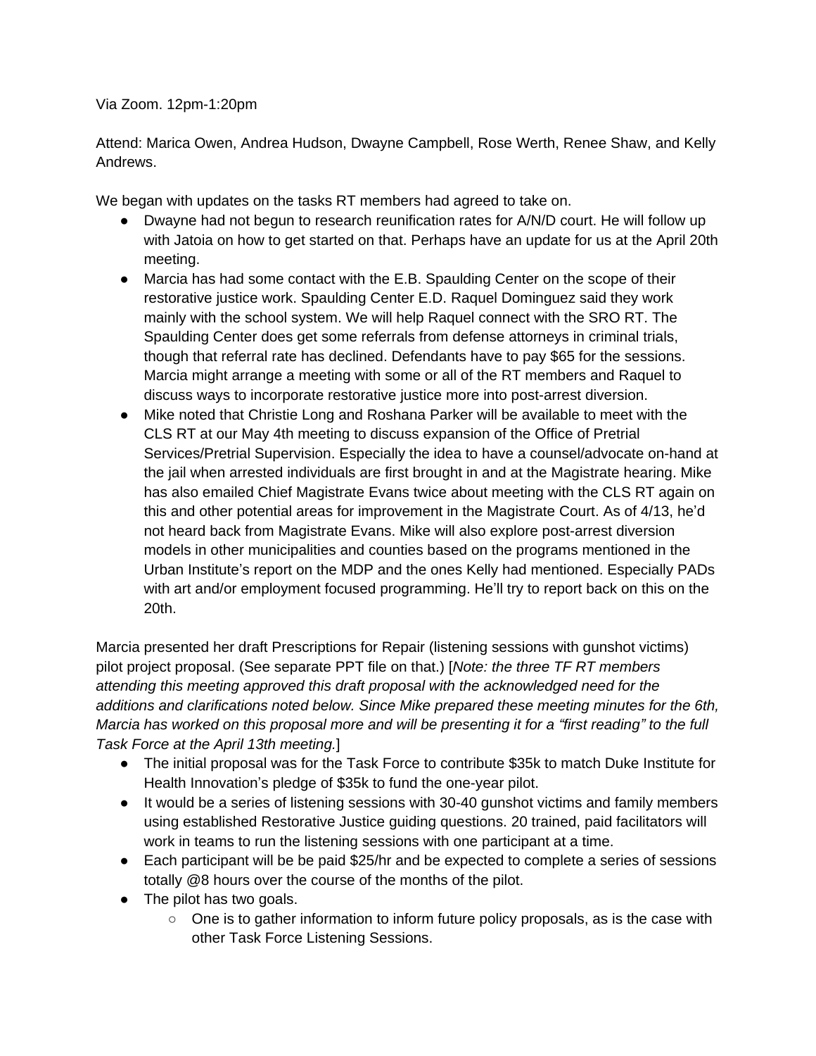Via Zoom. 12pm-1:20pm

Attend: Marica Owen, Andrea Hudson, Dwayne Campbell, Rose Werth, Renee Shaw, and Kelly Andrews.

We began with updates on the tasks RT members had agreed to take on.

- Dwayne had not begun to research reunification rates for A/N/D court. He will follow up with Jatoia on how to get started on that. Perhaps have an update for us at the April 20th meeting.
- Marcia has had some contact with the E.B. Spaulding Center on the scope of their restorative justice work. Spaulding Center E.D. Raquel Dominguez said they work mainly with the school system. We will help Raquel connect with the SRO RT. The Spaulding Center does get some referrals from defense attorneys in criminal trials, though that referral rate has declined. Defendants have to pay $65 for the sessions. Marcia might arrange a meeting with some or all of the RT members and Raquel to discuss ways to incorporate restorative justice more into post-arrest diversion.
- Mike noted that Christie Long and Roshana Parker will be available to meet with the CLS RT at our May 4th meeting to discuss expansion of the Office of Pretrial Services/Pretrial Supervision. Especially the idea to have a counsel/advocate on-hand at the jail when arrested individuals are first brought in and at the Magistrate hearing. Mike has also emailed Chief Magistrate Evans twice about meeting with the CLS RT again on this and other potential areas for improvement in the Magistrate Court. As of 4/13, he'd not heard back from Magistrate Evans. Mike will also explore post-arrest diversion models in other municipalities and counties based on the programs mentioned in the Urban Institute's report on the MDP and the ones Kelly had mentioned. Especially PADs with art and/or employment focused programming. He'll try to report back on this on the 20th.

Marcia presented her draft Prescriptions for Repair (listening sessions with gunshot victims) pilot project proposal. (See separate PPT file on that.) [*Note: the three TF RT members attending this meeting approved this draft proposal with the acknowledged need for the additions and clarifications noted below. Since Mike prepared these meeting minutes for the 6th, Marcia has worked on this proposal more and will be presenting it for a "first reading" to the full Task Force at the April 13th meeting.*]

- The initial proposal was for the Task Force to contribute $35k to match Duke Institute for Health Innovation's pledge of $35k to fund the one-year pilot.
- It would be a series of listening sessions with 30-40 gunshot victims and family members using established Restorative Justice guiding questions. 20 trained, paid facilitators will work in teams to run the listening sessions with one participant at a time.
- Each participant will be be paid $25/hr and be expected to complete a series of sessions totally @8 hours over the course of the months of the pilot.
- The pilot has two goals.
    - One is to gather information to inform future policy proposals, as is the case with other Task Force Listening Sessions.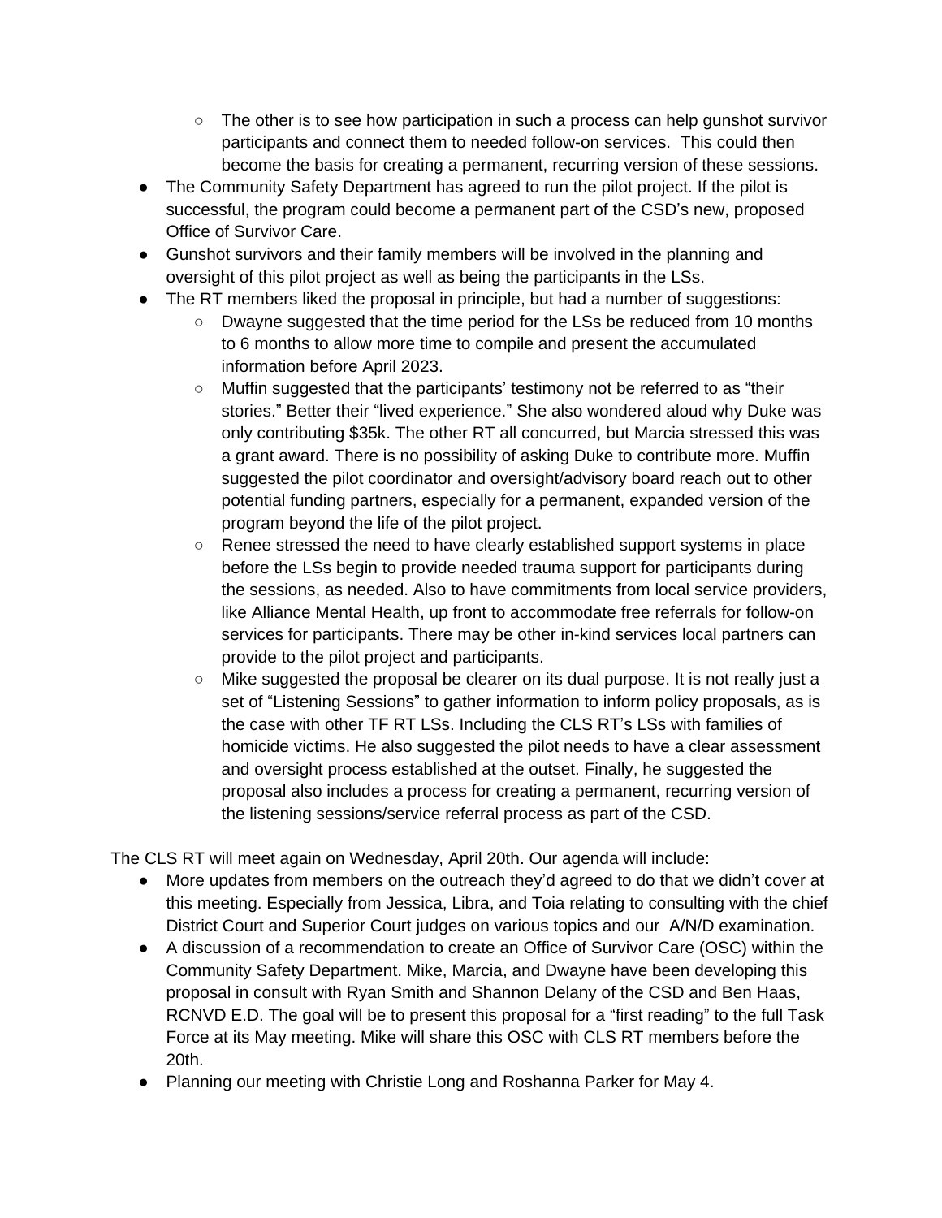- The other is to see how participation in such a process can help gunshot survivor participants and connect them to needed follow-on services. This could then become the basis for creating a permanent, recurring version of these sessions.
- The Community Safety Department has agreed to run the pilot project. If the pilot is successful, the program could become a permanent part of the CSD's new, proposed Office of Survivor Care.
- Gunshot survivors and their family members will be involved in the planning and oversight of this pilot project as well as being the participants in the LSs.
- The RT members liked the proposal in principle, but had a number of suggestions:
    - Dwayne suggested that the time period for the LSs be reduced from 10 months to 6 months to allow more time to compile and present the accumulated information before April 2023.
    - Muffin suggested that the participants' testimony not be referred to as "their stories." Better their "lived experience." She also wondered aloud why Duke was only contributing $35k. The other RT all concurred, but Marcia stressed this was a grant award. There is no possibility of asking Duke to contribute more. Muffin suggested the pilot coordinator and oversight/advisory board reach out to other potential funding partners, especially for a permanent, expanded version of the program beyond the life of the pilot project.
    - Renee stressed the need to have clearly established support systems in place before the LSs begin to provide needed trauma support for participants during the sessions, as needed. Also to have commitments from local service providers, like Alliance Mental Health, up front to accommodate free referrals for follow-on services for participants. There may be other in-kind services local partners can provide to the pilot project and participants.
    - Mike suggested the proposal be clearer on its dual purpose. It is not really just a set of "Listening Sessions" to gather information to inform policy proposals, as is the case with other TF RT LSs. Including the CLS RT's LSs with families of homicide victims. He also suggested the pilot needs to have a clear assessment and oversight process established at the outset. Finally, he suggested the proposal also includes a process for creating a permanent, recurring version of the listening sessions/service referral process as part of the CSD.

The CLS RT will meet again on Wednesday, April 20th. Our agenda will include:

- More updates from members on the outreach they'd agreed to do that we didn't cover at this meeting. Especially from Jessica, Libra, and Toia relating to consulting with the chief District Court and Superior Court judges on various topics and our A/N/D examination.
- A discussion of a recommendation to create an Office of Survivor Care (OSC) within the Community Safety Department. Mike, Marcia, and Dwayne have been developing this proposal in consult with Ryan Smith and Shannon Delany of the CSD and Ben Haas, RCNVD E.D. The goal will be to present this proposal for a "first reading" to the full Task Force at its May meeting. Mike will share this OSC with CLS RT members before the 20th.
- Planning our meeting with Christie Long and Roshanna Parker for May 4.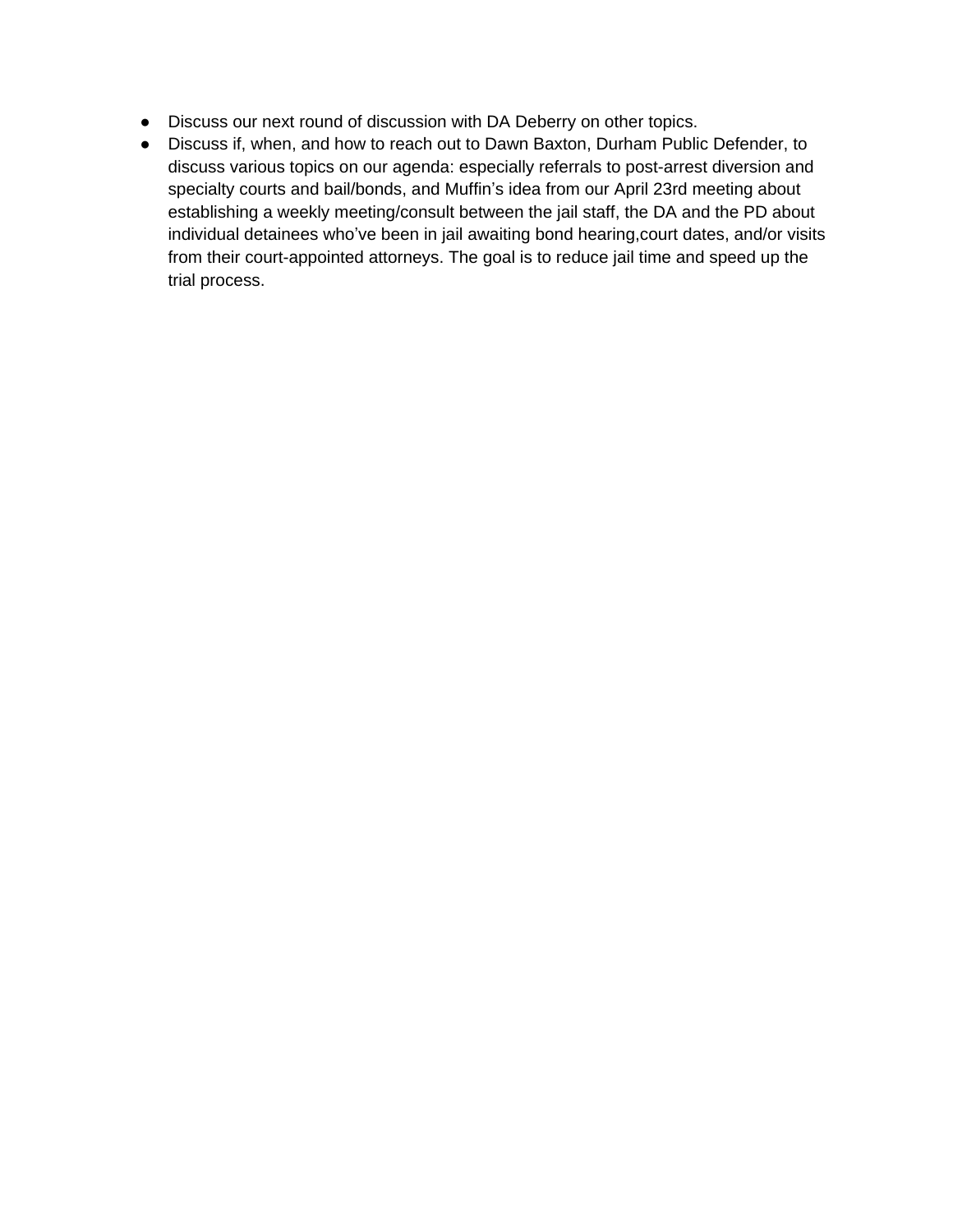- Discuss our next round of discussion with DA Deberry on other topics.
- Discuss if, when, and how to reach out to Dawn Baxton, Durham Public Defender, to discuss various topics on our agenda: especially referrals to post-arrest diversion and specialty courts and bail/bonds, and Muffin's idea from our April 23rd meeting about establishing a weekly meeting/consult between the jail staff, the DA and the PD about individual detainees who've been in jail awaiting bond hearing,court dates, and/or visits from their court-appointed attorneys. The goal is to reduce jail time and speed up the trial process.